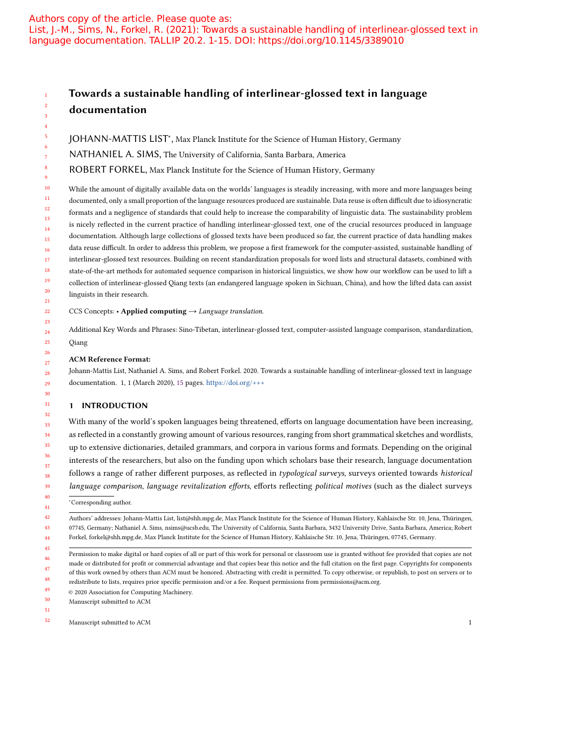Authors copy of the article. Please quote as:
List, J.-M., Sims, N., Forkel, R. (2021): Towards a sustainable handling of interlinear-glossed text in language documentation. TALLIP 20.2. 1-15. DOI: https://doi.org/10.1145/3389010

# Towards a sustainable handling of interlinear-glossed text in language documentation

JOHANN-MATTIS LIST*, Max Planck Institute for the Science of Human History, Germany

NATHANIEL A. SIMS, The University of California, Santa Barbara, America

ROBERT FORKEL, Max Planck Institute for the Science of Human History, Germany

While the amount of digitally available data on the worlds' languages is steadily increasing, with more and more languages being documented, only a small proportion of the language resources produced are sustainable. Data reuse is often difficult due to idiosyncratic formats and a negligence of standards that could help to increase the comparability of linguistic data. The sustainability problem is nicely reflected in the current practice of handling interlinear-glossed text, one of the crucial resources produced in language documentation. Although large collections of glossed texts have been produced so far, the current practice of data handling makes data reuse difficult. In order to address this problem, we propose a first framework for the computer-assisted, sustainable handling of interlinear-glossed text resources. Building on recent standardization proposals for word lists and structural datasets, combined with state-of-the-art methods for automated sequence comparison in historical linguistics, we show how our workflow can be used to lift a collection of interlinear-glossed Qiang texts (an endangered language spoken in Sichuan, China), and how the lifted data can assist linguists in their research.

CCS Concepts: • **Applied computing** → *Language translation.*

Additional Key Words and Phrases: Sino-Tibetan, interlinear-glossed text, computer-assisted language comparison, standardization, Qiang

**ACM Reference Format:**
Johann-Mattis List, Nathaniel A. Sims, and Robert Forkel. 2020. Towards a sustainable handling of interlinear-glossed text in language documentation. 1, 1 (March 2020), 15 pages. https://doi.org/+++

## 1 INTRODUCTION

With many of the world's spoken languages being threatened, efforts on language documentation have been increasing, as reflected in a constantly growing amount of various resources, ranging from short grammatical sketches and wordlists, up to extensive dictionaries, detailed grammars, and corpora in various forms and formats. Depending on the original interests of the researchers, but also on the funding upon which scholars base their research, language documentation follows a range of rather different purposes, as reflected in *typological surveys*, surveys oriented towards *historical language comparison*, *language revitalization efforts*, efforts reflecting *political motives* (such as the dialect surveys

*Corresponding author.

Authors' addresses: Johann-Mattis List, list@shh.mpg.de, Max Planck Institute for the Science of Human History, Kahlaische Str. 10, Jena, Thüringen, 07745, Germany; Nathaniel A. Sims, nsims@ucsb.edu, The University of California, Santa Barbara, 3432 University Drive, Santa Barbara, America; Robert Forkel, forkel@shh.mpg.de, Max Planck Institute for the Science of Human History, Kahlaische Str. 10, Jena, Thüringen, 07745, Germany.

Permission to make digital or hard copies of all or part of this work for personal or classroom use is granted without fee provided that copies are not made or distributed for profit or commercial advantage and that copies bear this notice and the full citation on the first page. Copyrights for components of this work owned by others than ACM must be honored. Abstracting with credit is permitted. To copy otherwise, or republish, to post on servers or to redistribute to lists, requires prior specific permission and/or a fee. Request permissions from permissions@acm.org.

© 2020 Association for Computing Machinery.
Manuscript submitted to ACM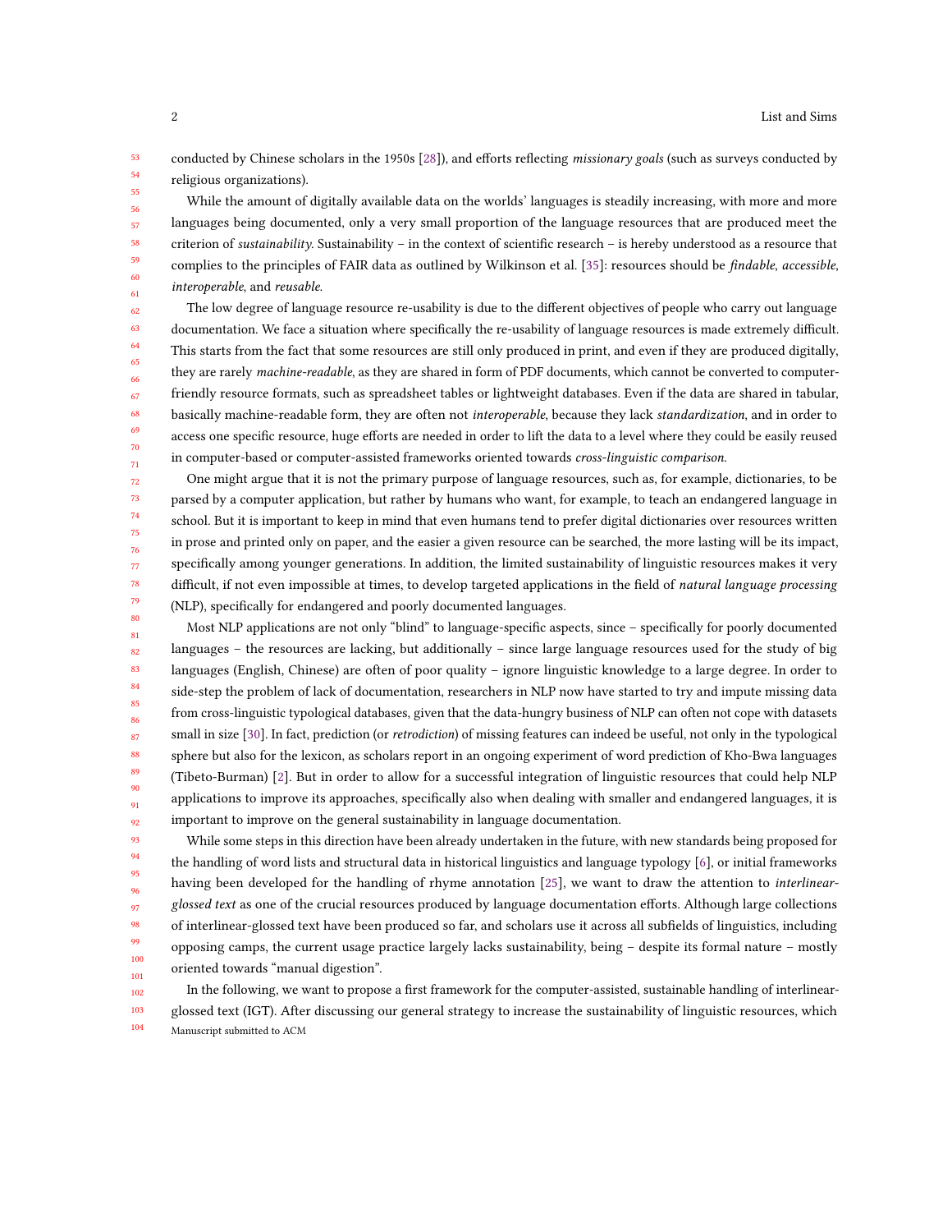conducted by Chinese scholars in the 1950s [28]), and efforts reflecting *missionary goals* (such as surveys conducted by religious organizations).

While the amount of digitally available data on the worlds' languages is steadily increasing, with more and more languages being documented, only a very small proportion of the language resources that are produced meet the criterion of *sustainability*. Sustainability – in the context of scientific research – is hereby understood as a resource that complies to the principles of FAIR data as outlined by Wilkinson et al. [35]: resources should be *findable*, *accessible*, *interoperable*, and *reusable*.

The low degree of language resource re-usability is due to the different objectives of people who carry out language documentation. We face a situation where specifically the re-usability of language resources is made extremely difficult. This starts from the fact that some resources are still only produced in print, and even if they are produced digitally, they are rarely *machine-readable*, as they are shared in form of PDF documents, which cannot be converted to computer-friendly resource formats, such as spreadsheet tables or lightweight databases. Even if the data are shared in tabular, basically machine-readable form, they are often not *interoperable*, because they lack *standardization*, and in order to access one specific resource, huge efforts are needed in order to lift the data to a level where they could be easily reused in computer-based or computer-assisted frameworks oriented towards *cross-linguistic comparison*.

One might argue that it is not the primary purpose of language resources, such as, for example, dictionaries, to be parsed by a computer application, but rather by humans who want, for example, to teach an endangered language in school. But it is important to keep in mind that even humans tend to prefer digital dictionaries over resources written in prose and printed only on paper, and the easier a given resource can be searched, the more lasting will be its impact, specifically among younger generations. In addition, the limited sustainability of linguistic resources makes it very difficult, if not even impossible at times, to develop targeted applications in the field of *natural language processing* (NLP), specifically for endangered and poorly documented languages.

Most NLP applications are not only "blind" to language-specific aspects, since – specifically for poorly documented languages – the resources are lacking, but additionally – since large language resources used for the study of big languages (English, Chinese) are often of poor quality – ignore linguistic knowledge to a large degree. In order to side-step the problem of lack of documentation, researchers in NLP now have started to try and impute missing data from cross-linguistic typological databases, given that the data-hungry business of NLP can often not cope with datasets small in size [30]. In fact, prediction (or *retrodiction*) of missing features can indeed be useful, not only in the typological sphere but also for the lexicon, as scholars report in an ongoing experiment of word prediction of Kho-Bwa languages (Tibeto-Burman) [2]. But in order to allow for a successful integration of linguistic resources that could help NLP applications to improve its approaches, specifically also when dealing with smaller and endangered languages, it is important to improve on the general sustainability in language documentation.

While some steps in this direction have been already undertaken in the future, with new standards being proposed for the handling of word lists and structural data in historical linguistics and language typology [6], or initial frameworks having been developed for the handling of rhyme annotation [25], we want to draw the attention to *interlinear-glossed text* as one of the crucial resources produced by language documentation efforts. Although large collections of interlinear-glossed text have been produced so far, and scholars use it across all subfields of linguistics, including opposing camps, the current usage practice largely lacks sustainability, being – despite its formal nature – mostly oriented towards "manual digestion".

In the following, we want to propose a first framework for the computer-assisted, sustainable handling of interlinear-glossed text (IGT). After discussing our general strategy to increase the sustainability of linguistic resources, which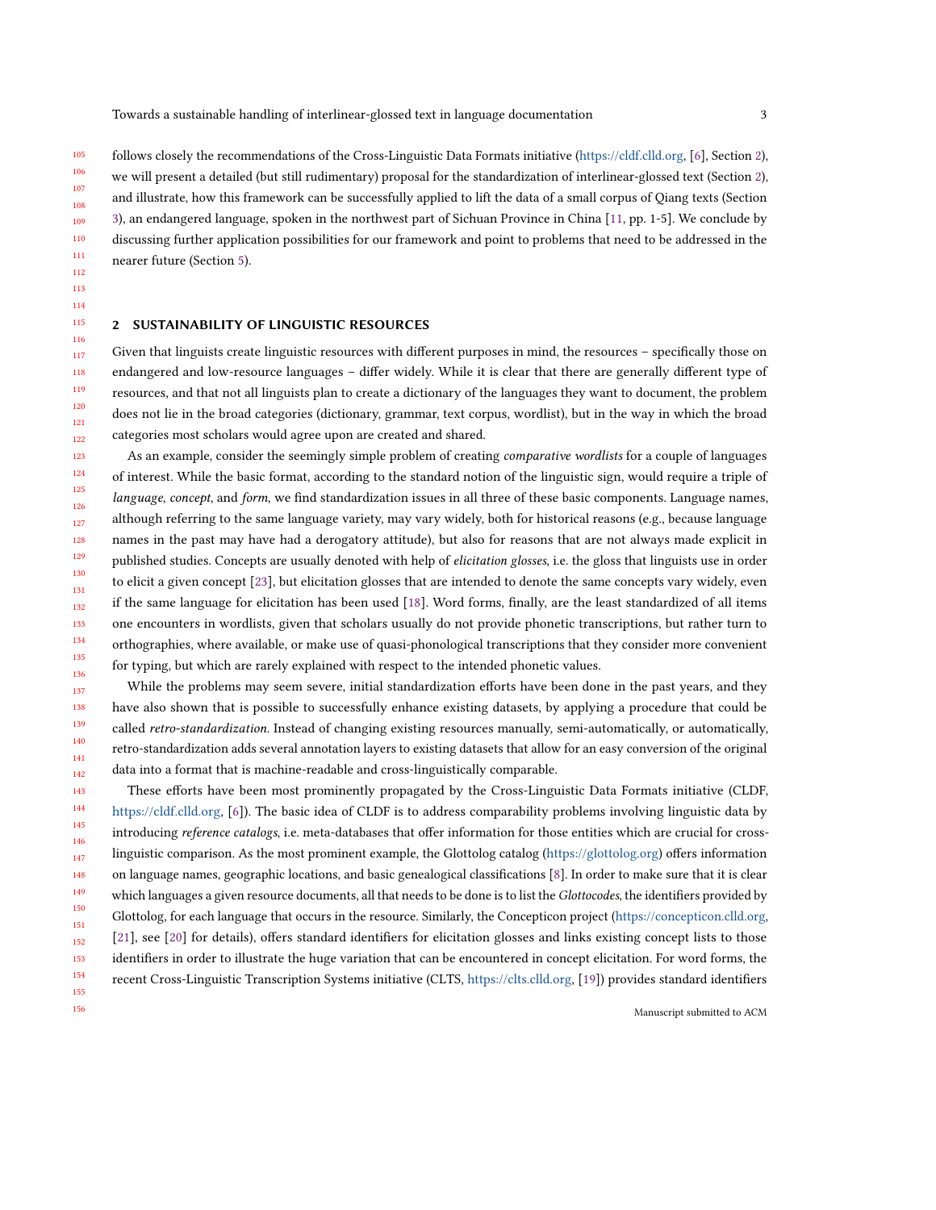follows closely the recommendations of the Cross-Linguistic Data Formats initiative (https://cldf.clld.org, [6], Section 2), we will present a detailed (but still rudimentary) proposal for the standardization of interlinear-glossed text (Section 2), and illustrate, how this framework can be successfully applied to lift the data of a small corpus of Qiang texts (Section 3), an endangered language, spoken in the northwest part of Sichuan Province in China [11, pp. 1-5]. We conclude by discussing further application possibilities for our framework and point to problems that need to be addressed in the nearer future (Section 5).

## 2 SUSTAINABILITY OF LINGUISTIC RESOURCES

Given that linguists create linguistic resources with different purposes in mind, the resources – specifically those on endangered and low-resource languages – differ widely. While it is clear that there are generally different type of resources, and that not all linguists plan to create a dictionary of the languages they want to document, the problem does not lie in the broad categories (dictionary, grammar, text corpus, wordlist), but in the way in which the broad categories most scholars would agree upon are created and shared.

As an example, consider the seemingly simple problem of creating *comparative wordlists* for a couple of languages of interest. While the basic format, according to the standard notion of the linguistic sign, would require a triple of *language*, *concept*, and *form*, we find standardization issues in all three of these basic components. Language names, although referring to the same language variety, may vary widely, both for historical reasons (e.g., because language names in the past may have had a derogatory attitude), but also for reasons that are not always made explicit in published studies. Concepts are usually denoted with help of *elicitation glosses*, i.e. the gloss that linguists use in order to elicit a given concept [23], but elicitation glosses that are intended to denote the same concepts vary widely, even if the same language for elicitation has been used [18]. Word forms, finally, are the least standardized of all items one encounters in wordlists, given that scholars usually do not provide phonetic transcriptions, but rather turn to orthographies, where available, or make use of quasi-phonological transcriptions that they consider more convenient for typing, but which are rarely explained with respect to the intended phonetic values.

While the problems may seem severe, initial standardization efforts have been done in the past years, and they have also shown that is possible to successfully enhance existing datasets, by applying a procedure that could be called *retro-standardization*. Instead of changing existing resources manually, semi-automatically, or automatically, retro-standardization adds several annotation layers to existing datasets that allow for an easy conversion of the original data into a format that is machine-readable and cross-linguistically comparable.

These efforts have been most prominently propagated by the Cross-Linguistic Data Formats initiative (CLDF, https://cldf.clld.org, [6]). The basic idea of CLDF is to address comparability problems involving linguistic data by introducing *reference catalogs*, i.e. meta-databases that offer information for those entities which are crucial for cross-linguistic comparison. As the most prominent example, the Glottolog catalog (https://glottolog.org) offers information on language names, geographic locations, and basic genealogical classifications [8]. In order to make sure that it is clear which languages a given resource documents, all that needs to be done is to list the *Glottocodes*, the identifiers provided by Glottolog, for each language that occurs in the resource. Similarly, the Concepticon project (https://concepticon.clld.org, [21], see [20] for details), offers standard identifiers for elicitation glosses and links existing concept lists to those identifiers in order to illustrate the huge variation that can be encountered in concept elicitation. For word forms, the recent Cross-Linguistic Transcription Systems initiative (CLTS, https://clts.clld.org, [19]) provides standard identifiers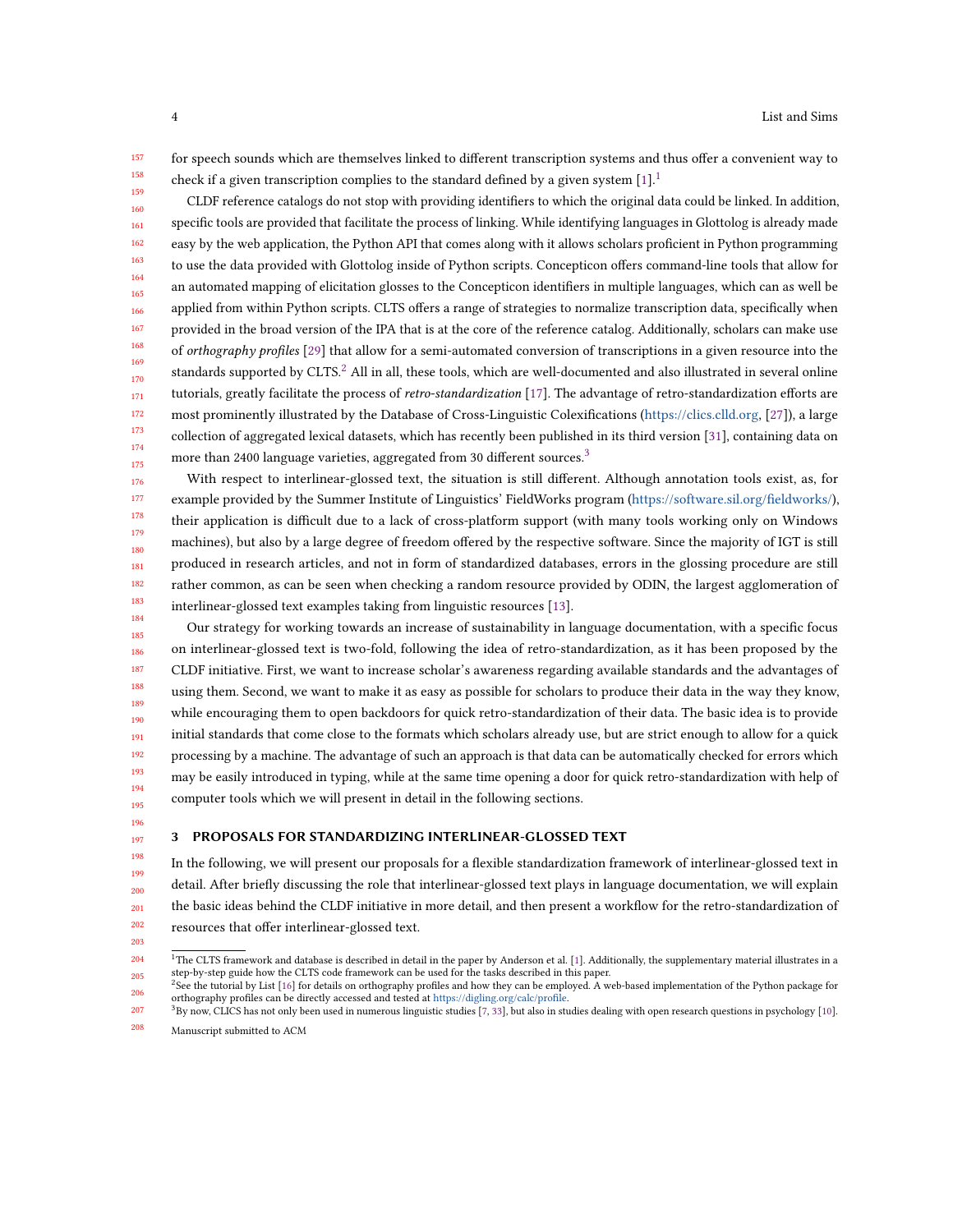for speech sounds which are themselves linked to different transcription systems and thus offer a convenient way to check if a given transcription complies to the standard defined by a given system [1].[1]

CLDF reference catalogs do not stop with providing identifiers to which the original data could be linked. In addition, specific tools are provided that facilitate the process of linking. While identifying languages in Glottolog is already made easy by the web application, the Python API that comes along with it allows scholars proficient in Python programming to use the data provided with Glottolog inside of Python scripts. Concepticon offers command-line tools that allow for an automated mapping of elicitation glosses to the Concepticon identifiers in multiple languages, which can as well be applied from within Python scripts. CLTS offers a range of strategies to normalize transcription data, specifically when provided in the broad version of the IPA that is at the core of the reference catalog. Additionally, scholars can make use of *orthography profiles* [29] that allow for a semi-automated conversion of transcriptions in a given resource into the standards supported by CLTS.[2] All in all, these tools, which are well-documented and also illustrated in several online tutorials, greatly facilitate the process of *retro-standardization* [17]. The advantage of retro-standardization efforts are most prominently illustrated by the Database of Cross-Linguistic Colexifications (https://clics.clld.org, [27]), a large collection of aggregated lexical datasets, which has recently been published in its third version [31], containing data on more than 2400 language varieties, aggregated from 30 different sources.[3]

With respect to interlinear-glossed text, the situation is still different. Although annotation tools exist, as, for example provided by the Summer Institute of Linguistics' FieldWorks program (https://software.sil.org/fieldworks/), their application is difficult due to a lack of cross-platform support (with many tools working only on Windows machines), but also by a large degree of freedom offered by the respective software. Since the majority of IGT is still produced in research articles, and not in form of standardized databases, errors in the glossing procedure are still rather common, as can be seen when checking a random resource provided by ODIN, the largest agglomeration of interlinear-glossed text examples taking from linguistic resources [13].

Our strategy for working towards an increase of sustainability in language documentation, with a specific focus on interlinear-glossed text is two-fold, following the idea of retro-standardization, as it has been proposed by the CLDF initiative. First, we want to increase scholar's awareness regarding available standards and the advantages of using them. Second, we want to make it as easy as possible for scholars to produce their data in the way they know, while encouraging them to open backdoors for quick retro-standardization of their data. The basic idea is to provide initial standards that come close to the formats which scholars already use, but are strict enough to allow for a quick processing by a machine. The advantage of such an approach is that data can be automatically checked for errors which may be easily introduced in typing, while at the same time opening a door for quick retro-standardization with help of computer tools which we will present in detail in the following sections.

## 3 PROPOSALS FOR STANDARDIZING INTERLINEAR-GLOSSED TEXT

In the following, we will present our proposals for a flexible standardization framework of interlinear-glossed text in detail. After briefly discussing the role that interlinear-glossed text plays in language documentation, we will explain the basic ideas behind the CLDF initiative in more detail, and then present a workflow for the retro-standardization of resources that offer interlinear-glossed text.

---

[1] The CLTS framework and database is described in detail in the paper by Anderson et al. [1]. Additionally, the supplementary material illustrates in a step-by-step guide how the CLTS code framework can be used for the tasks described in this paper.

[2] See the tutorial by List [16] for details on orthography profiles and how they can be employed. A web-based implementation of the Python package for orthography profiles can be directly accessed and tested at https://digling.org/calc/profile.

[3] By now, CLICS has not only been used in numerous linguistic studies [7, 33], but also in studies dealing with open research questions in psychology [10].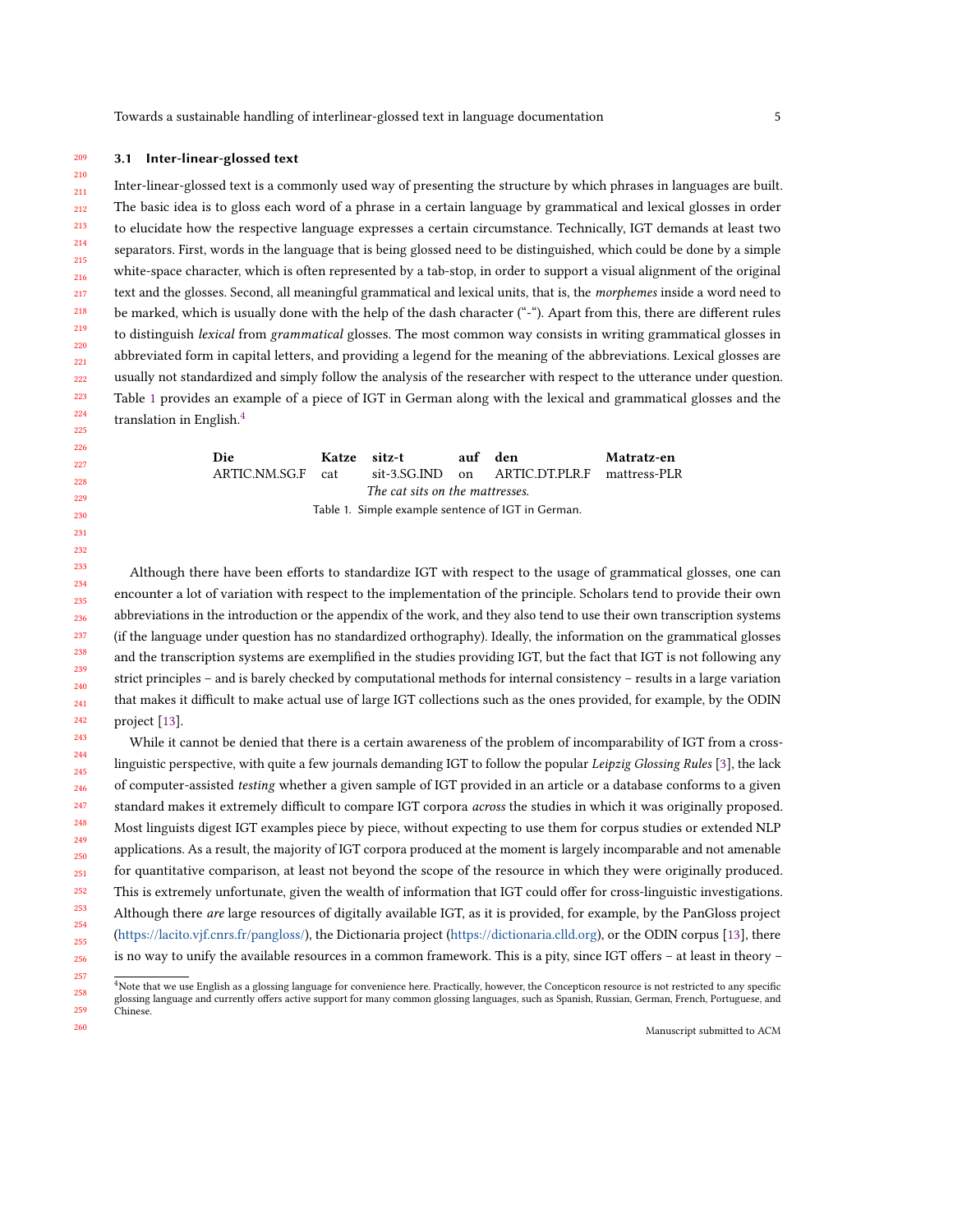### 3.1 Inter-linear-glossed text

Inter-linear-glossed text is a commonly used way of presenting the structure by which phrases in languages are built. The basic idea is to gloss each word of a phrase in a certain language by grammatical and lexical glosses in order to elucidate how the respective language expresses a certain circumstance. Technically, IGT demands at least two separators. First, words in the language that is being glossed need to be distinguished, which could be done by a simple white-space character, which is often represented by a tab-stop, in order to support a visual alignment of the original text and the glosses. Second, all meaningful grammatical and lexical units, that is, the *morphemes* inside a word need to be marked, which is usually done with the help of the dash character ("-"). Apart from this, there are different rules to distinguish *lexical* from *grammatical* glosses. The most common way consists in writing grammatical glosses in abbreviated form in capital letters, and providing a legend for the meaning of the abbreviations. Lexical glosses are usually not standardized and simply follow the analysis of the researcher with respect to the utterance under question. Table 1 provides an example of a piece of IGT in German along with the lexical and grammatical glosses and the translation in English.[4]

| **Die** | **Katze** | **sitz-t** | **auf** | **den** | **Matratz-en** |
|---|---|---|---|---|---|
| ARTIC.NM.SG.F | cat | sit-3.SG.IND | on | ARTIC.DT.PLR.F | mattress-PLR |
| *The cat sits on the mattresses.* | | | | | |

Table 1. Simple example sentence of IGT in German.

Although there have been efforts to standardize IGT with respect to the usage of grammatical glosses, one can encounter a lot of variation with respect to the implementation of the principle. Scholars tend to provide their own abbreviations in the introduction or the appendix of the work, and they also tend to use their own transcription systems (if the language under question has no standardized orthography). Ideally, the information on the grammatical glosses and the transcription systems are exemplified in the studies providing IGT, but the fact that IGT is not following any strict principles – and is barely checked by computational methods for internal consistency – results in a large variation that makes it difficult to make actual use of large IGT collections such as the ones provided, for example, by the ODIN project [13].

While it cannot be denied that there is a certain awareness of the problem of incomparability of IGT from a cross-linguistic perspective, with quite a few journals demanding IGT to follow the popular *Leipzig Glossing Rules* [3], the lack of computer-assisted *testing* whether a given sample of IGT provided in an article or a database conforms to a given standard makes it extremely difficult to compare IGT corpora *across* the studies in which it was originally proposed. Most linguists digest IGT examples piece by piece, without expecting to use them for corpus studies or extended NLP applications. As a result, the majority of IGT corpora produced at the moment is largely incomparable and not amenable for quantitative comparison, at least not beyond the scope of the resource in which they were originally produced. This is extremely unfortunate, given the wealth of information that IGT could offer for cross-linguistic investigations. Although there *are* large resources of digitally available IGT, as it is provided, for example, by the PanGloss project (https://lacito.vjf.cnrs.fr/pangloss/), the Dictionaria project (https://dictionaria.clld.org), or the ODIN corpus [13], there is no way to unify the available resources in a common framework. This is a pity, since IGT offers – at least in theory –

[4] Note that we use English as a glossing language for convenience here. Practically, however, the Concepticon resource is not restricted to any specific glossing language and currently offers active support for many common glossing languages, such as Spanish, Russian, German, French, Portuguese, and Chinese.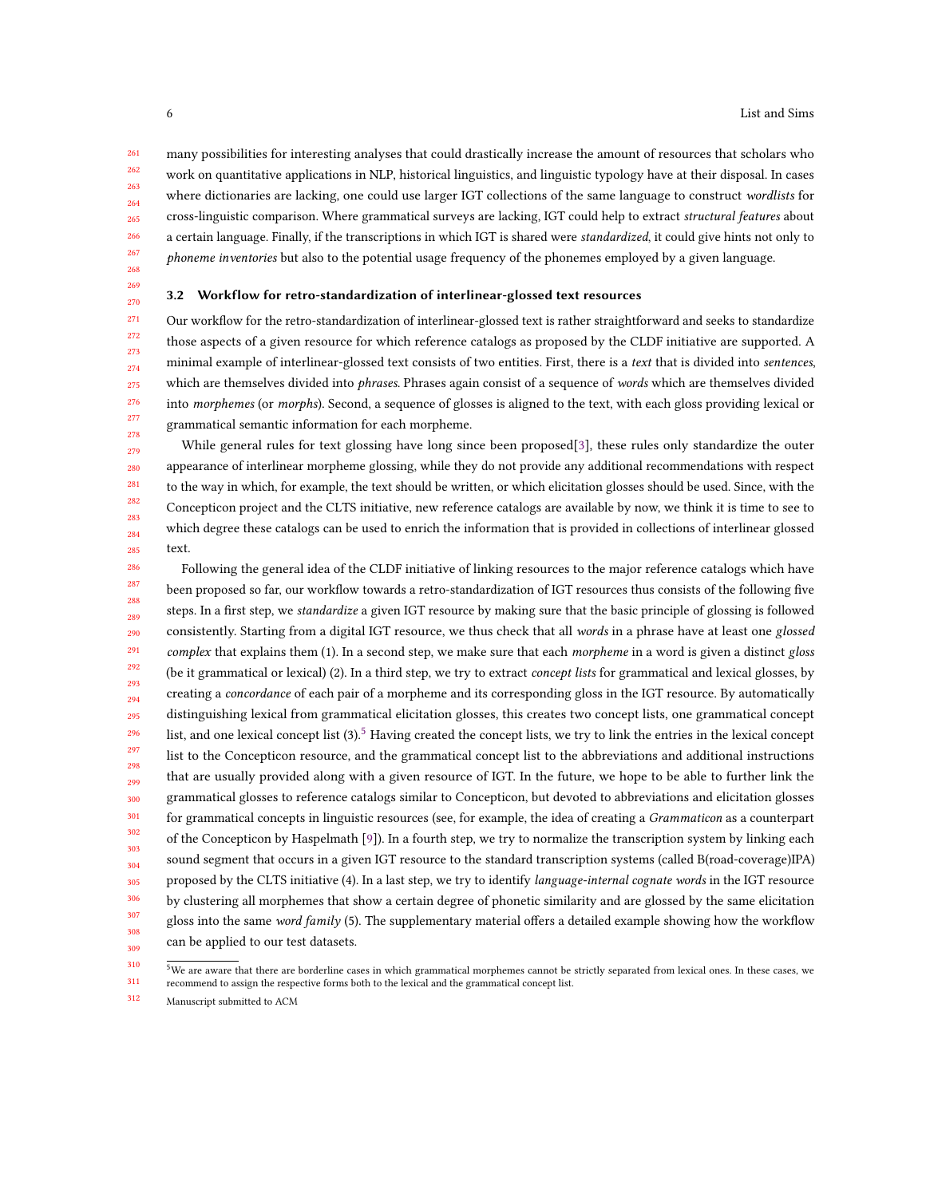many possibilities for interesting analyses that could drastically increase the amount of resources that scholars who work on quantitative applications in NLP, historical linguistics, and linguistic typology have at their disposal. In cases where dictionaries are lacking, one could use larger IGT collections of the same language to construct *wordlists* for cross-linguistic comparison. Where grammatical surveys are lacking, IGT could help to extract *structural features* about a certain language. Finally, if the transcriptions in which IGT is shared were *standardized*, it could give hints not only to *phoneme inventories* but also to the potential usage frequency of the phonemes employed by a given language.

### 3.2 Workflow for retro-standardization of interlinear-glossed text resources

Our workflow for the retro-standardization of interlinear-glossed text is rather straightforward and seeks to standardize those aspects of a given resource for which reference catalogs as proposed by the CLDF initiative are supported. A minimal example of interlinear-glossed text consists of two entities. First, there is a *text* that is divided into *sentences*, which are themselves divided into *phrases*. Phrases again consist of a sequence of *words* which are themselves divided into *morphemes* (or *morphs*). Second, a sequence of glosses is aligned to the text, with each gloss providing lexical or grammatical semantic information for each morpheme.

While general rules for text glossing have long since been proposed[3], these rules only standardize the outer appearance of interlinear morpheme glossing, while they do not provide any additional recommendations with respect to the way in which, for example, the text should be written, or which elicitation glosses should be used. Since, with the Concepticon project and the CLTS initiative, new reference catalogs are available by now, we think it is time to see to which degree these catalogs can be used to enrich the information that is provided in collections of interlinear glossed text.

Following the general idea of the CLDF initiative of linking resources to the major reference catalogs which have been proposed so far, our workflow towards a retro-standardization of IGT resources thus consists of the following five steps. In a first step, we *standardize* a given IGT resource by making sure that the basic principle of glossing is followed consistently. Starting from a digital IGT resource, we thus check that all *words* in a phrase have at least one *glossed complex* that explains them (1). In a second step, we make sure that each *morpheme* in a word is given a distinct *gloss* (be it grammatical or lexical) (2). In a third step, we try to extract *concept lists* for grammatical and lexical glosses, by creating a *concordance* of each pair of a morpheme and its corresponding gloss in the IGT resource. By automatically distinguishing lexical from grammatical elicitation glosses, this creates two concept lists, one grammatical concept list, and one lexical concept list (3).[5] Having created the concept lists, we try to link the entries in the lexical concept list to the Concepticon resource, and the grammatical concept list to the abbreviations and additional instructions that are usually provided along with a given resource of IGT. In the future, we hope to be able to further link the grammatical glosses to reference catalogs similar to Concepticon, but devoted to abbreviations and elicitation glosses for grammatical concepts in linguistic resources (see, for example, the idea of creating a *Grammaticon* as a counterpart of the Concepticon by Haspelmath [9]). In a fourth step, we try to normalize the transcription system by linking each sound segment that occurs in a given IGT resource to the standard transcription systems (called B(road-coverage)IPA) proposed by the CLTS initiative (4). In a last step, we try to identify *language-internal cognate words* in the IGT resource by clustering all morphemes that show a certain degree of phonetic similarity and are glossed by the same elicitation gloss into the same *word family* (5). The supplementary material offers a detailed example showing how the workflow can be applied to our test datasets.

[5] We are aware that there are borderline cases in which grammatical morphemes cannot be strictly separated from lexical ones. In these cases, we recommend to assign the respective forms both to the lexical and the grammatical concept list.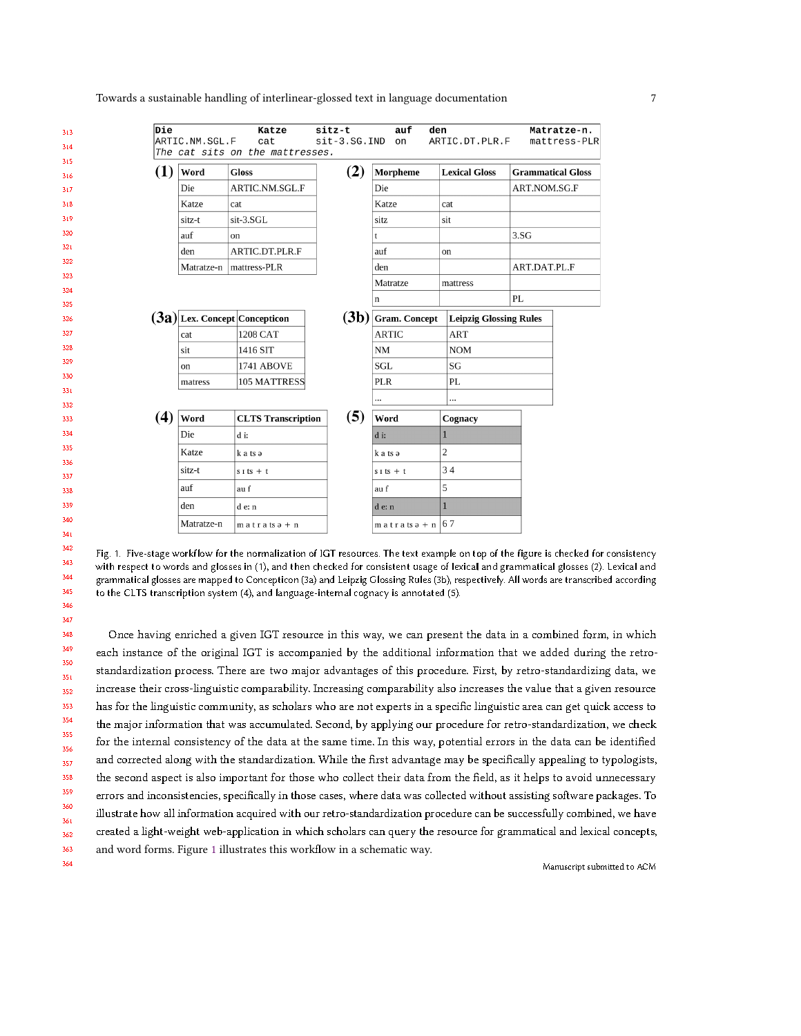```
Die            Katze    sitz-t         auf    den            Matratze-n.
ARTIC.NM.SGL.F   cat      sit-3.SG.IND   on     ARTIC.DT.PLR.F   mattress-PLR
The cat sits on the mattresses.
```

**(1)**

| Word | Gloss |
|---|---|
| Die | ARTIC.NM.SGL.F |
| Katze | cat |
| sitz-t | sit-3.SGL |
| auf | on |
| den | ARTIC.DT.PLR.F |
| Matratze-n | mattress-PLR |

**(2)**

| Morpheme | Lexical Gloss | Grammatical Gloss |
|---|---|---|
| Die | | ART.NOM.SG.F |
| Katze | cat | |
| sitz | sit | |
| t | | 3.SG |
| auf | on | |
| den | | ART.DAT.PL.F |
| Matratze | mattress | |
| n | | PL |

**(3a)**

| Lex. Concept | Concepticon |
|---|---|
| cat | 1208 CAT |
| sit | 1416 SIT |
| on | 1741 ABOVE |
| matress | 105 MATTRESS |

**(3b)**

| Gram. Concept | Leipzig Glossing Rules |
|---|---|
| ARTIC | ART |
| NM | NOM |
| SGL | SG |
| PLR | PL |
| ... | ... |

**(4)**

| Word | CLTS Transcription |
|---|---|
| Die | d iː |
| Katze | k a ts ə |
| sitz-t | s ɪ ts + t |
| auf | au f |
| den | d eː n |
| Matratze-n | m a t r a ts ə + n |

**(5)**

| Word | Cognacy |
|---|---|
| d iː | 1 |
| k a ts ə | 2 |
| s ɪ ts + t | 3 4 |
| au f | 5 |
| d eː n | 1 |
| m a t r a ts ə + n | 6 7 |

Fig. 1. Five-stage workflow for the normalization of IGT resources. The text example on top of the figure is checked for consistency with respect to words and glosses in (1), and then checked for consistent usage of lexical and grammatical glosses (2). Lexical and grammatical glosses are mapped to Concepticon (3a) and Leipzig Glossing Rules (3b), respectively. All words are transcribed according to the CLTS transcription system (4), and language-internal cognacy is annotated (5).

Once having enriched a given IGT resource in this way, we can present the data in a combined form, in which each instance of the original IGT is accompanied by the additional information that we added during the retro-standardization process. There are two major advantages of this procedure. First, by retro-standardizing data, we increase their cross-linguistic comparability. Increasing comparability also increases the value that a given resource has for the linguistic community, as scholars who are not experts in a specific linguistic area can get quick access to the major information that was accumulated. Second, by applying our procedure for retro-standardization, we check for the internal consistency of the data at the same time. In this way, potential errors in the data can be identified and corrected along with the standardization. While the first advantage may be specifically appealing to typologists, the second aspect is also important for those who collect their data from the field, as it helps to avoid unnecessary errors and inconsistencies, specifically in those cases, where data was collected without assisting software packages. To illustrate how all information acquired with our retro-standardization procedure can be successfully combined, we have created a light-weight web-application in which scholars can query the resource for grammatical and lexical concepts, and word forms. Figure 1 illustrates this workflow in a schematic way.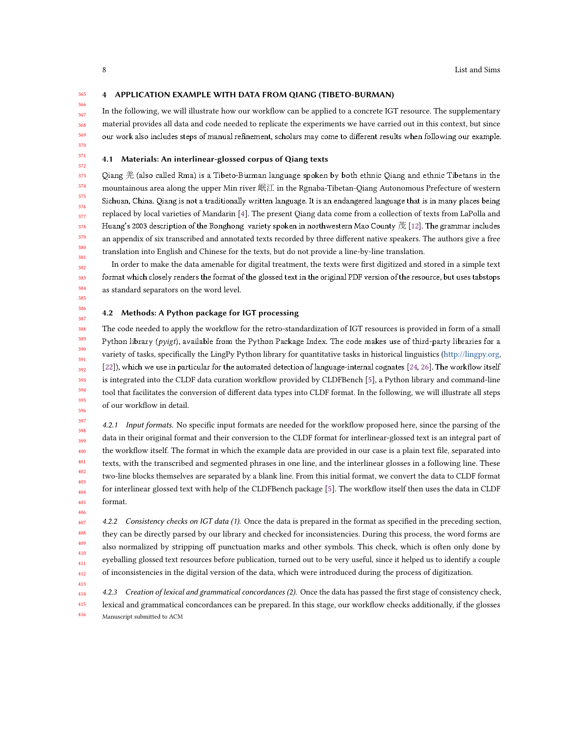## 4 APPLICATION EXAMPLE WITH DATA FROM QIANG (TIBETO-BURMAN)

In the following, we will illustrate how our workflow can be applied to a concrete IGT resource. The supplementary material provides all data and code needed to replicate the experiments we have carried out in this context, but since our work also includes steps of manual refinement, scholars may come to different results when following our example.

### 4.1 Materials: An interlinear-glossed corpus of Qiang texts

Qiang 羌 (also called Rma) is a Tibeto-Burman language spoken by both ethnic Qiang and ethnic Tibetans in the mountainous area along the upper Min river 岷江 in the Rgnaba-Tibetan-Qiang Autonomous Prefecture of western Sichuan, China. Qiang is not a traditionally written language. It is an endangered language that is in many places being replaced by local varieties of Mandarin [4]. The present Qiang data come from a collection of texts from LaPolla and Huang's 2003 description of the Ronghong variety spoken in northwestern Mao County 茂 [12]. The grammar includes an appendix of six transcribed and annotated texts recorded by three different native speakers. The authors give a free translation into English and Chinese for the texts, but do not provide a line-by-line translation.

In order to make the data amenable for digital treatment, the texts were first digitized and stored in a simple text format which closely renders the format of the glossed text in the original PDF version of the resource, but uses tabstops as standard separators on the word level.

### 4.2 Methods: A Python package for IGT processing

The code needed to apply the workflow for the retro-standardization of IGT resources is provided in form of a small Python library (*pyigt*), available from the Python Package Index. The code makes use of third-party libraries for a variety of tasks, specifically the LingPy Python library for quantitative tasks in historical linguistics (http://lingpy.org, [22]), which we use in particular for the automated detection of language-internal cognates [24, 26]. The workflow itself is integrated into the CLDF data curation workflow provided by CLDFBench [5], a Python library and command-line tool that facilitates the conversion of different data types into CLDF format. In the following, we will illustrate all steps of our workflow in detail.

#### 4.2.1 *Input formats.*

No specific input formats are needed for the workflow proposed here, since the parsing of the data in their original format and their conversion to the CLDF format for interlinear-glossed text is an integral part of the workflow itself. The format in which the example data are provided in our case is a plain text file, separated into texts, with the transcribed and segmented phrases in one line, and the interlinear glosses in a following line. These two-line blocks themselves are separated by a blank line. From this initial format, we convert the data to CLDF format for interlinear glossed text with help of the CLDFBench package [5]. The workflow itself then uses the data in CLDF format.

#### 4.2.2 *Consistency checks on IGT data (1).*

Once the data is prepared in the format as specified in the preceding section, they can be directly parsed by our library and checked for inconsistencies. During this process, the word forms are also normalized by stripping off punctuation marks and other symbols. This check, which is often only done by eyeballing glossed text resources before publication, turned out to be very useful, since it helped us to identify a couple of inconsistencies in the digital version of the data, which were introduced during the process of digitization.

#### 4.2.3 *Creation of lexical and grammatical concordances (2).*

Once the data has passed the first stage of consistency check, lexical and grammatical concordances can be prepared. In this stage, our workflow checks additionally, if the glosses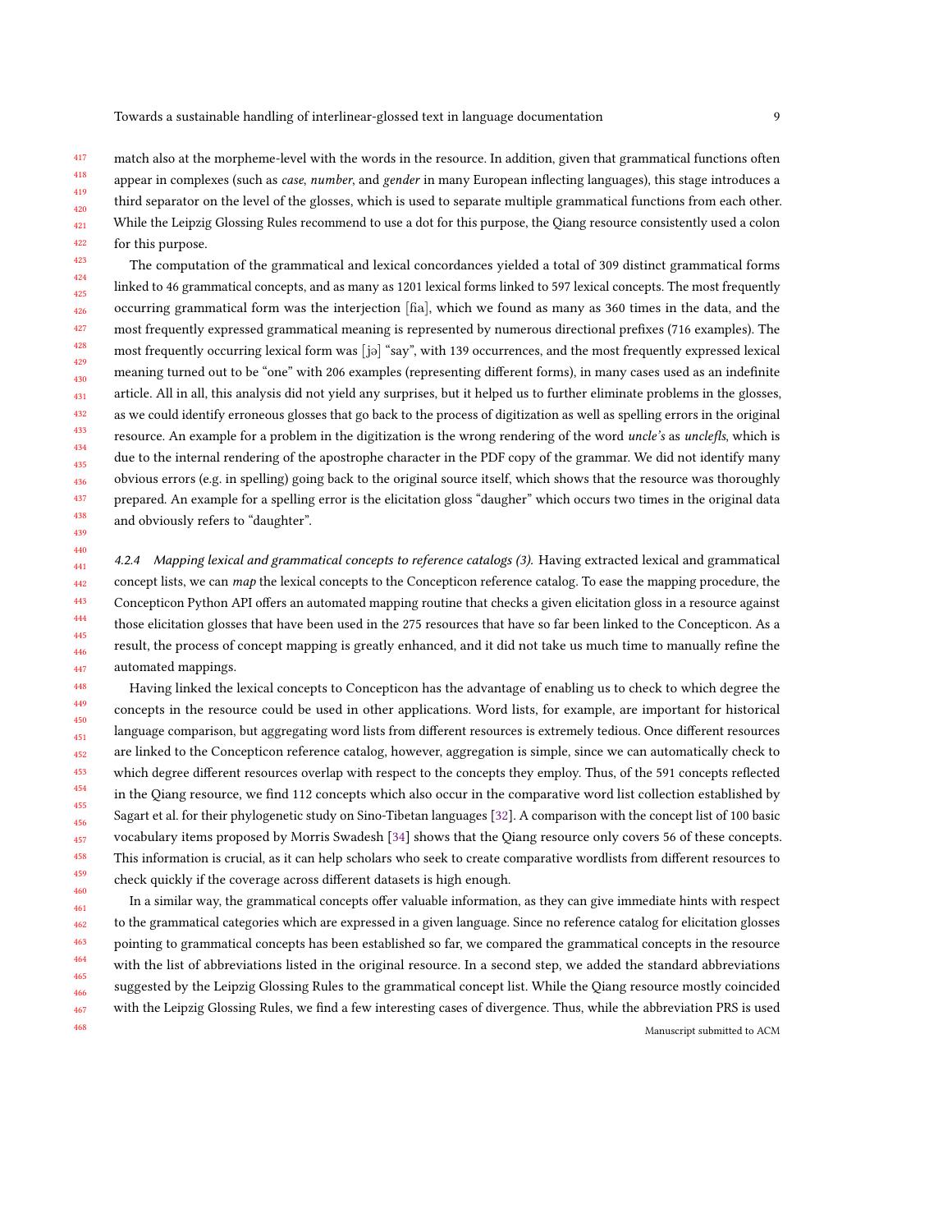match also at the morpheme-level with the words in the resource. In addition, given that grammatical functions often appear in complexes (such as *case*, *number*, and *gender* in many European inflecting languages), this stage introduces a third separator on the level of the glosses, which is used to separate multiple grammatical functions from each other. While the Leipzig Glossing Rules recommend to use a dot for this purpose, the Qiang resource consistently used a colon for this purpose.

The computation of the grammatical and lexical concordances yielded a total of 309 distinct grammatical forms linked to 46 grammatical concepts, and as many as 1201 lexical forms linked to 597 lexical concepts. The most frequently occurring grammatical form was the interjection [ɦa], which we found as many as 360 times in the data, and the most frequently expressed grammatical meaning is represented by numerous directional prefixes (716 examples). The most frequently occurring lexical form was [jə] "say", with 139 occurrences, and the most frequently expressed lexical meaning turned out to be "one" with 206 examples (representing different forms), in many cases used as an indefinite article. All in all, this analysis did not yield any surprises, but it helped us to further eliminate problems in the glosses, as we could identify erroneous glosses that go back to the process of digitization as well as spelling errors in the original resource. An example for a problem in the digitization is the wrong rendering of the word *uncle's* as *unclefls*, which is due to the internal rendering of the apostrophe character in the PDF copy of the grammar. We did not identify many obvious errors (e.g. in spelling) going back to the original source itself, which shows that the resource was thoroughly prepared. An example for a spelling error is the elicitation gloss "daugher" which occurs two times in the original data and obviously refers to "daughter".

#### 4.2.4 Mapping lexical and grammatical concepts to reference catalogs (3).

Having extracted lexical and grammatical concept lists, we can *map* the lexical concepts to the Concepticon reference catalog. To ease the mapping procedure, the Concepticon Python API offers an automated mapping routine that checks a given elicitation gloss in a resource against those elicitation glosses that have been used in the 275 resources that have so far been linked to the Concepticon. As a result, the process of concept mapping is greatly enhanced, and it did not take us much time to manually refine the automated mappings.

Having linked the lexical concepts to Concepticon has the advantage of enabling us to check to which degree the concepts in the resource could be used in other applications. Word lists, for example, are important for historical language comparison, but aggregating word lists from different resources is extremely tedious. Once different resources are linked to the Concepticon reference catalog, however, aggregation is simple, since we can automatically check to which degree different resources overlap with respect to the concepts they employ. Thus, of the 591 concepts reflected in the Qiang resource, we find 112 concepts which also occur in the comparative word list collection established by Sagart et al. for their phylogenetic study on Sino-Tibetan languages [32]. A comparison with the concept list of 100 basic vocabulary items proposed by Morris Swadesh [34] shows that the Qiang resource only covers 56 of these concepts. This information is crucial, as it can help scholars who seek to create comparative wordlists from different resources to check quickly if the coverage across different datasets is high enough.

In a similar way, the grammatical concepts offer valuable information, as they can give immediate hints with respect to the grammatical categories which are expressed in a given language. Since no reference catalog for elicitation glosses pointing to grammatical concepts has been established so far, we compared the grammatical concepts in the resource with the list of abbreviations listed in the original resource. In a second step, we added the standard abbreviations suggested by the Leipzig Glossing Rules to the grammatical concept list. While the Qiang resource mostly coincided with the Leipzig Glossing Rules, we find a few interesting cases of divergence. Thus, while the abbreviation PRS is used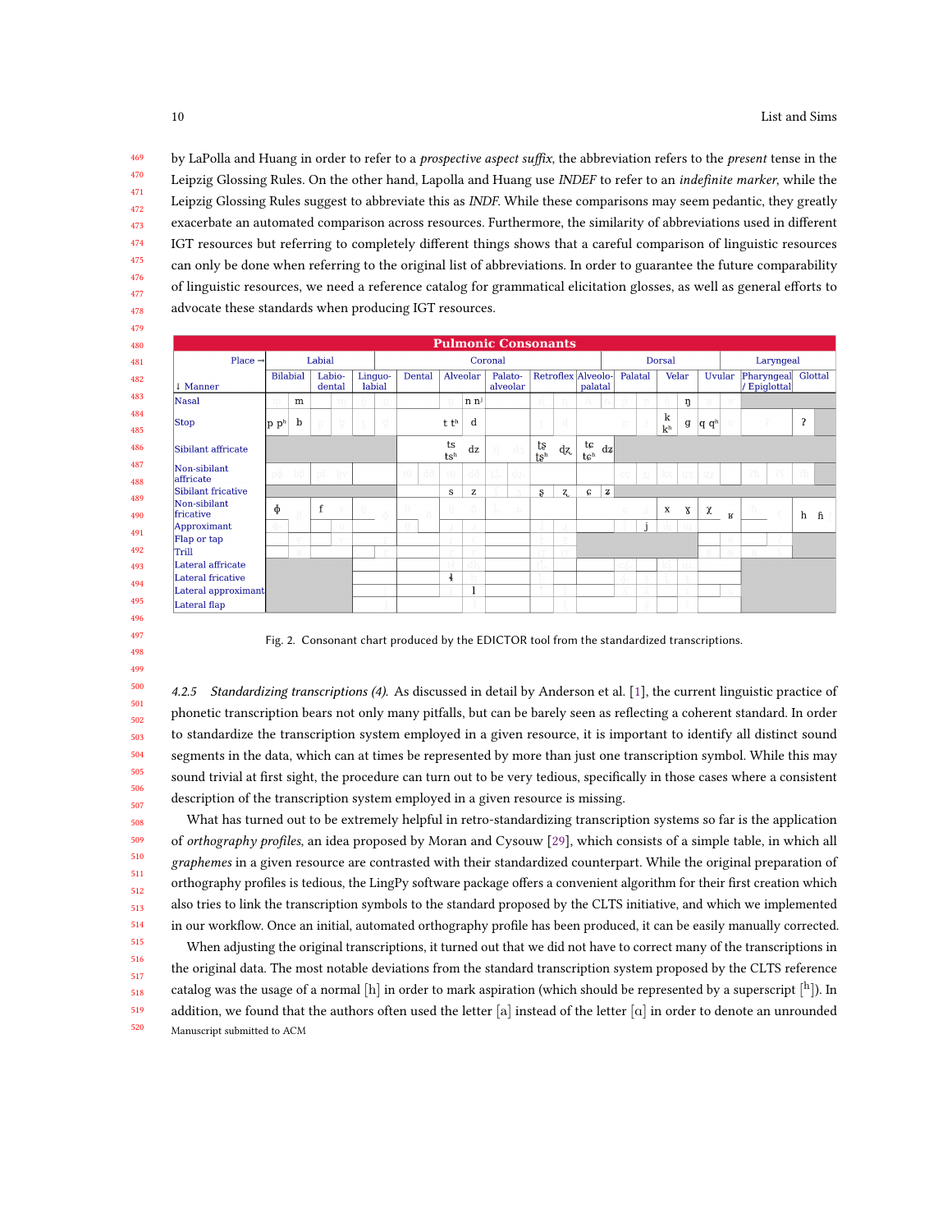by LaPolla and Huang in order to refer to a *prospective aspect suffix*, the abbreviation refers to the *present* tense in the Leipzig Glossing Rules. On the other hand, Lapolla and Huang use *INDEF* to refer to an *indefinite marker*, while the Leipzig Glossing Rules suggest to abbreviate this as *INDF*. While these comparisons may seem pedantic, they greatly exacerbate an automated comparison across resources. Furthermore, the similarity of abbreviations used in different IGT resources but referring to completely different things shows that a careful comparison of linguistic resources can only be done when referring to the original list of abbreviations. In order to guarantee the future comparability of linguistic resources, we need a reference catalog for grammatical elicitation glosses, as well as general efforts to advocate these standards when producing IGT resources.

| Pulmonic Consonants | | | | | | | | | | | | |
|---|---|---|---|---|---|---|---|---|---|---|---|---|
| Place → | Labial | | | Coronal | | | | | Dorsal | | | Laryngeal |
| ↓ Manner | Bilabial | Labio-dental | Linguo-labial | Dental | Alveolar | Palato-alveolar | Retroflex | Alveolo-palatal | Palatal | Velar | Uvular | Pharyngeal / Epiglottal | Glottal |
| Nasal | m | | | | n nʲ | | | | | ŋ | | | |
| Stop | p pʰ b | | | | t tʰ d | | | | | k kʰ g | q qʰ | | ʔ |
| Sibilant affricate | | | | | ts tsʰ dz | | tʂ tʂʰ dʐ | tɕ tɕʰ dʑ | | | | | |
| Non-sibilant affricate | | | | | | | | | | | | | |
| Sibilant fricative | | | | | s z | | ʂ ʐ | ɕ ʑ | | | | | |
| Non-sibilant fricative | ɸ | f | | | | | | | | x ɣ | χ ʁ | | h ɦ |
| Approximant | | | | | | | | | j | | | | |
| Flap or tap | | | | | | | | | | | | | |
| Trill | | | | | | | | | | | | | |
| Lateral affricate | | | | | | | | | | | | | |
| Lateral fricative | | | | | ɬ | | | | | | | | |
| Lateral approximant | | | | | l | | | | | | | | |
| Lateral flap | | | | | | | | | | | | | |

Fig. 2. Consonant chart produced by the EDICTOR tool from the standardized transcriptions.

*4.2.5 Standardizing transcriptions (4).* As discussed in detail by Anderson et al. [1], the current linguistic practice of phonetic transcription bears not only many pitfalls, but can be barely seen as reflecting a coherent standard. In order to standardize the transcription system employed in a given resource, it is important to identify all distinct sound segments in the data, which can at times be represented by more than just one transcription symbol. While this may sound trivial at first sight, the procedure can turn out to be very tedious, specifically in those cases where a consistent description of the transcription system employed in a given resource is missing.

What has turned out to be extremely helpful in retro-standardizing transcription systems so far is the application of *orthography profiles*, an idea proposed by Moran and Cysouw [29], which consists of a simple table, in which all *graphemes* in a given resource are contrasted with their standardized counterpart. While the original preparation of orthography profiles is tedious, the LingPy software package offers a convenient algorithm for their first creation which also tries to link the transcription symbols to the standard proposed by the CLTS initiative, and which we implemented in our workflow. Once an initial, automated orthography profile has been produced, it can be easily manually corrected.

When adjusting the original transcriptions, it turned out that we did not have to correct many of the transcriptions in the original data. The most notable deviations from the standard transcription system proposed by the CLTS reference catalog was the usage of a normal [h] in order to mark aspiration (which should be represented by a superscript [ʰ]). In addition, we found that the authors often used the letter [a] instead of the letter [ɑ] in order to denote an unrounded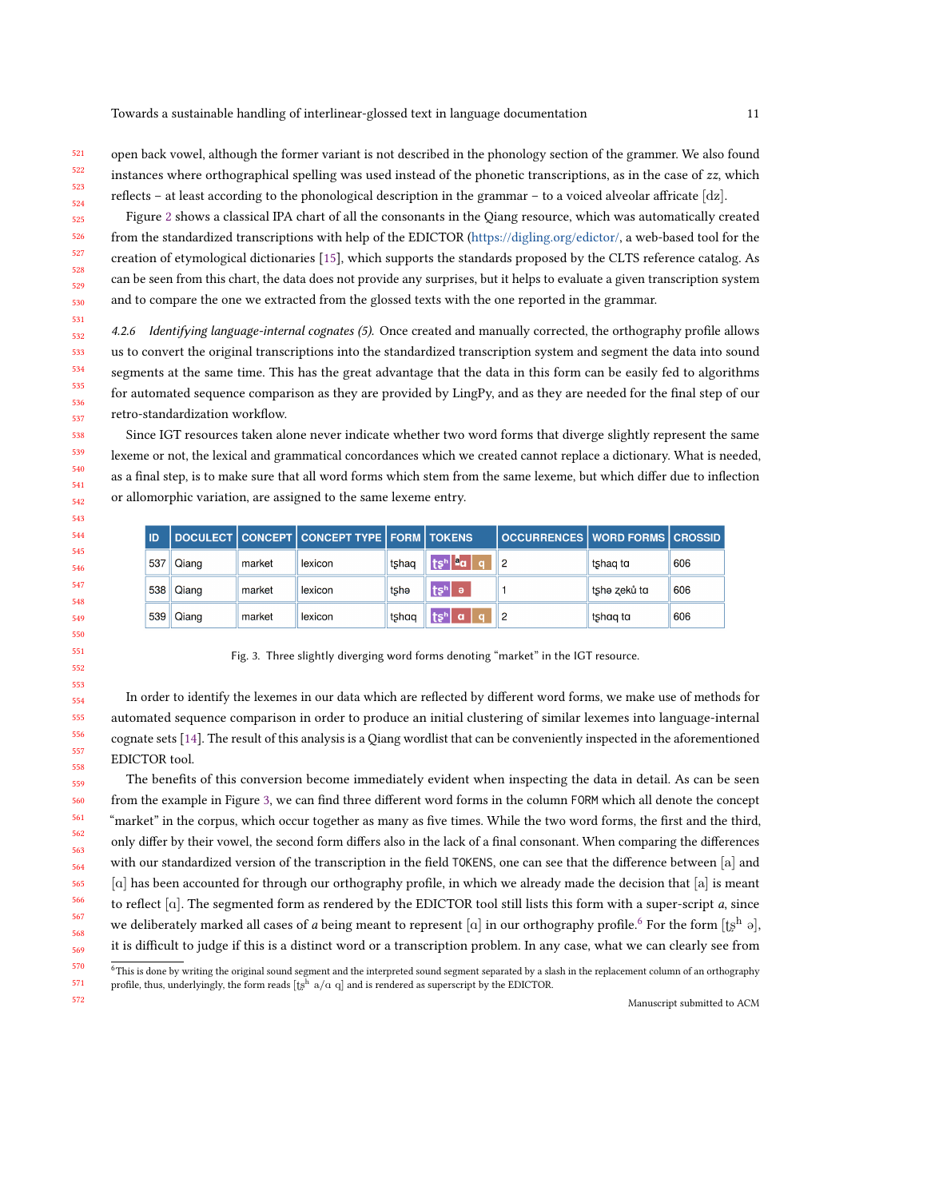open back vowel, although the former variant is not described in the phonology section of the grammer. We also found instances where orthographical spelling was used instead of the phonetic transcriptions, as in the case of *zz*, which reflects – at least according to the phonological description in the grammar – to a voiced alveolar affricate [dz].

Figure 2 shows a classical IPA chart of all the consonants in the Qiang resource, which was automatically created from the standardized transcriptions with help of the EDICTOR (https://digling.org/edictor/, a web-based tool for the creation of etymological dictionaries [15], which supports the standards proposed by the CLTS reference catalog. As can be seen from this chart, the data does not provide any surprises, but it helps to evaluate a given transcription system and to compare the one we extracted from the glossed texts with the one reported in the grammar.

#### 4.2.6 *Identifying language-internal cognates (5).*

Once created and manually corrected, the orthography profile allows us to convert the original transcriptions into the standardized transcription system and segment the data into sound segments at the same time. This has the great advantage that the data in this form can be easily fed to algorithms for automated sequence comparison as they are provided by LingPy, and as they are needed for the final step of our retro-standardization workflow.

Since IGT resources taken alone never indicate whether two word forms that diverge slightly represent the same lexeme or not, the lexical and grammatical concordances which we created cannot replace a dictionary. What is needed, as a final step, is to make sure that all word forms which stem from the same lexeme, but which differ due to inflection or allomorphic variation, are assigned to the same lexeme entry.

| ID | DOCULECT | CONCEPT | CONCEPT TYPE | FORM | TOKENS | OCCURRENCES | WORD FORMS | CROSSID |
|---|---|---|---|---|---|---|---|---|
| 537 | Qiang | market | lexicon | tʂhaq | tʂʰ ᵃɑ q | 2 | tʂhaq tɑ | 606 |
| 538 | Qiang | market | lexicon | tʂhə | tʂʰ ə | 1 | tʂhə ʐekṷ tɑ | 606 |
| 539 | Qiang | market | lexicon | tʂhɑq | tʂʰ ɑ q | 2 | tʂhɑq tɑ | 606 |

Fig. 3. Three slightly diverging word forms denoting "market" in the IGT resource.

In order to identify the lexemes in our data which are reflected by different word forms, we make use of methods for automated sequence comparison in order to produce an initial clustering of similar lexemes into language-internal cognate sets [14]. The result of this analysis is a Qiang wordlist that can be conveniently inspected in the aforementioned EDICTOR tool.

The benefits of this conversion become immediately evident when inspecting the data in detail. As can be seen from the example in Figure 3, we can find three different word forms in the column FORM which all denote the concept "market" in the corpus, which occur together as many as five times. While the two word forms, the first and the third, only differ by their vowel, the second form differs also in the lack of a final consonant. When comparing the differences with our standardized version of the transcription in the field TOKENS, one can see that the difference between [a] and [ɑ] has been accounted for through our orthography profile, in which we already made the decision that [a] is meant to reflect [ɑ]. The segmented form as rendered by the EDICTOR tool still lists this form with a super-script *a*, since we deliberately marked all cases of *a* being meant to represent [ɑ] in our orthography profile.[6] For the form [tʂʰ ə], it is difficult to judge if this is a distinct word or a transcription problem. In any case, what we can clearly see from

[6] This is done by writing the original sound segment and the interpreted sound segment separated by a slash in the replacement column of an orthography profile, thus, underlyingly, the form reads [tʂʰ a/ɑ q] and is rendered as superscript by the EDICTOR.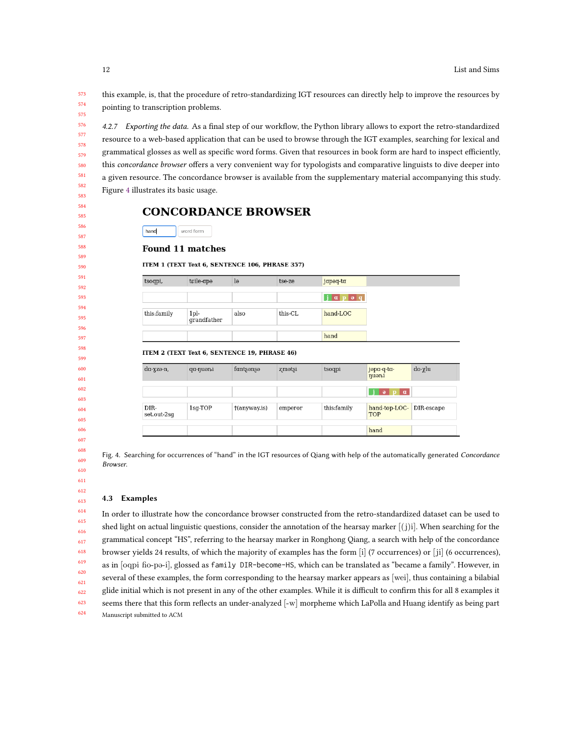this example, is, that the procedure of retro-standardizing IGT resources can directly help to improve the resources by pointing to transcription problems.

*4.2.7 Exporting the data.* As a final step of our workflow, the Python library allows to export the retro-standardized resource to a web-based application that can be used to browse through the IGT examples, searching for lexical and grammatical glosses as well as specific word forms. Given that resources in book form are hard to inspect efficiently, this *concordance browser* offers a very convenient way for typologists and comparative linguists to dive deeper into a given resource. The concordance browser is available from the supplementary material accompanying this study. Figure 4 illustrates its basic usage.

**CONCORDANCE BROWSER**

hand | word form

**Found 11 matches**

**ITEM 1 (TEXT Text 6, SENTENCE 106, PHRASE 357)**

| tsoqpi, | tɕile-ɑpə | lə | tse-ze | jɑpəq-tɑ |
|---|---|---|---|---|
| | | | | j ɑ p ə q |
| this:family | 1pl-grandfather | also | this-CL | hand-LOC |
| | | | | hand |

**ITEM 2 (TEXT Text 6, SENTENCE 19, PHRASE 46)**

| dɑ-χzə-n, | qɑ-ŋuən.i | fɑntʂənʂə | ʐmətʂi | tsoqpi | jəpɑ-q-tɑ-ŋuən.i | də-χlu |
|---|---|---|---|---|---|---|
| | | | | | j ə p ɑ | |
| DIR-set.out-2sg | 1sg-TOP | †(anyway.is) | emperor | this:family | hand-top-LOC-TOP | DIR-escape |
| | | | | | hand | |

Fig. 4. Searching for occurrences of “hand” in the IGT resources of Qiang with help of the automatically generated *Concordance Browser*.

### 4.3 Examples

In order to illustrate how the concordance browser constructed from the retro-standardized dataset can be used to shed light on actual linguistic questions, consider the annotation of the hearsay marker [(j)i]. When searching for the grammatical concept “HS”, referring to the hearsay marker in Ronghong Qiang, a search with help of the concordance browser yields 24 results, of which the majority of examples has the form [i] (7 occurrences) or [ji] (6 occurrences), as in [oqpi ɦo-pə-i], glossed as `family DIR-become-HS`, which can be translated as “became a family”. However, in several of these examples, the form corresponding to the hearsay marker appears as [wei], thus containing a bilabial glide initial which is not present in any of the other examples. While it is difficult to confirm this for all 8 examples it seems there that this form reflects an under-analyzed [-w] morpheme which LaPolla and Huang identify as being part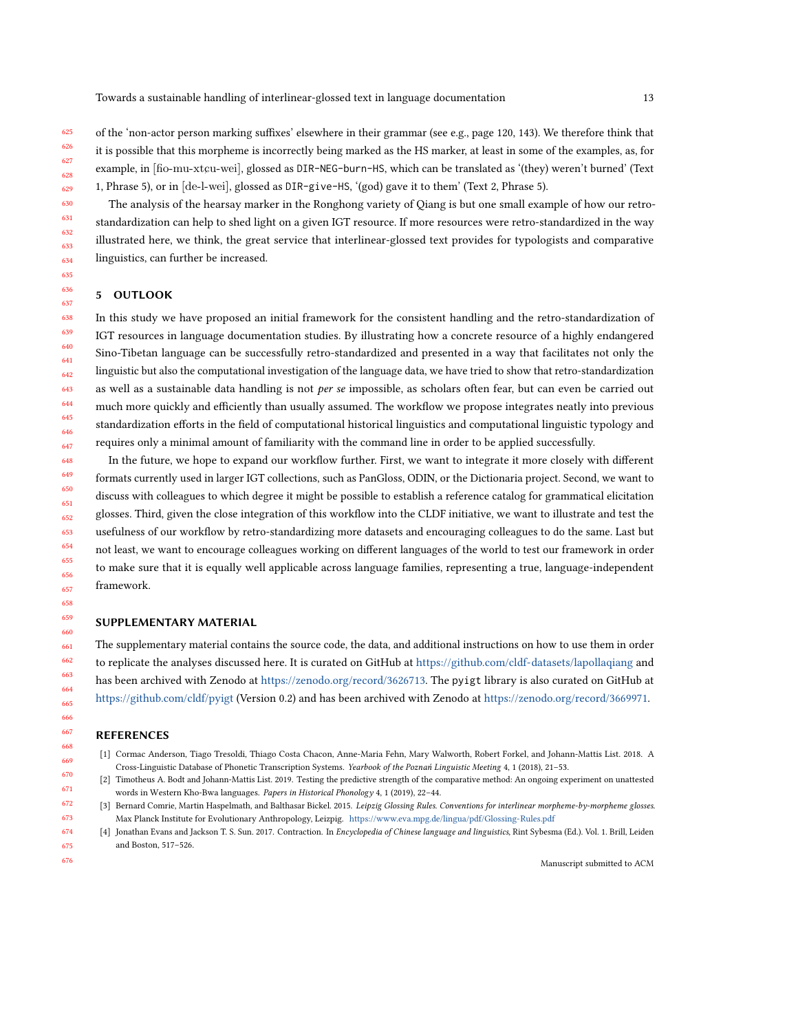of the 'non-actor person marking suffixes' elsewhere in their grammar (see e.g., page 120, 143). We therefore think that it is possible that this morpheme is incorrectly being marked as the HS marker, at least in some of the examples, as, for example, in [ɦo-mu-xtɕu-wei], glossed as DIR-NEG-burn-HS, which can be translated as '(they) weren't burned' (Text 1, Phrase 5), or in [de-l-wei], glossed as DIR-give-HS, '(god) gave it to them' (Text 2, Phrase 5).

The analysis of the hearsay marker in the Ronghong variety of Qiang is but one small example of how our retro-standardization can help to shed light on a given IGT resource. If more resources were retro-standardized in the way illustrated here, we think, the great service that interlinear-glossed text provides for typologists and comparative linguistics, can further be increased.

## 5 OUTLOOK

In this study we have proposed an initial framework for the consistent handling and the retro-standardization of IGT resources in language documentation studies. By illustrating how a concrete resource of a highly endangered Sino-Tibetan language can be successfully retro-standardized and presented in a way that facilitates not only the linguistic but also the computational investigation of the language data, we have tried to show that retro-standardization as well as a sustainable data handling is not *per se* impossible, as scholars often fear, but can even be carried out much more quickly and efficiently than usually assumed. The workflow we propose integrates neatly into previous standardization efforts in the field of computational historical linguistics and computational linguistic typology and requires only a minimal amount of familiarity with the command line in order to be applied successfully.

In the future, we hope to expand our workflow further. First, we want to integrate it more closely with different formats currently used in larger IGT collections, such as PanGloss, ODIN, or the Dictionaria project. Second, we want to discuss with colleagues to which degree it might be possible to establish a reference catalog for grammatical elicitation glosses. Third, given the close integration of this workflow into the CLDF initiative, we want to illustrate and test the usefulness of our workflow by retro-standardizing more datasets and encouraging colleagues to do the same. Last but not least, we want to encourage colleagues working on different languages of the world to test our framework in order to make sure that it is equally well applicable across language families, representing a true, language-independent framework.

## SUPPLEMENTARY MATERIAL

The supplementary material contains the source code, the data, and additional instructions on how to use them in order to replicate the analyses discussed here. It is curated on GitHub at https://github.com/cldf-datasets/lapollaqiang and has been archived with Zenodo at https://zenodo.org/record/3626713. The `pyigt` library is also curated on GitHub at https://github.com/cldf/pyigt (Version 0.2) and has been archived with Zenodo at https://zenodo.org/record/3669971.

## REFERENCES

[1] Cormac Anderson, Tiago Tresoldi, Thiago Costa Chacon, Anne-Maria Fehn, Mary Walworth, Robert Forkel, and Johann-Mattis List. 2018. A Cross-Linguistic Database of Phonetic Transcription Systems. *Yearbook of the Poznań Linguistic Meeting* 4, 1 (2018), 21–53.

[2] Timotheus A. Bodt and Johann-Mattis List. 2019. Testing the predictive strength of the comparative method: An ongoing experiment on unattested words in Western Kho-Bwa languages. *Papers in Historical Phonology* 4, 1 (2019), 22–44.

[3] Bernard Comrie, Martin Haspelmath, and Balthasar Bickel. 2015. *Leipzig Glossing Rules. Conventions for interlinear morpheme-by-morpheme glosses.* Max Planck Institute for Evolutionary Anthropology, Leizpig. https://www.eva.mpg.de/lingua/pdf/Glossing-Rules.pdf

[4] Jonathan Evans and Jackson T. S. Sun. 2017. Contraction. In *Encyclopedia of Chinese language and linguistics*, Rint Sybesma (Ed.). Vol. 1. Brill, Leiden and Boston, 517–526.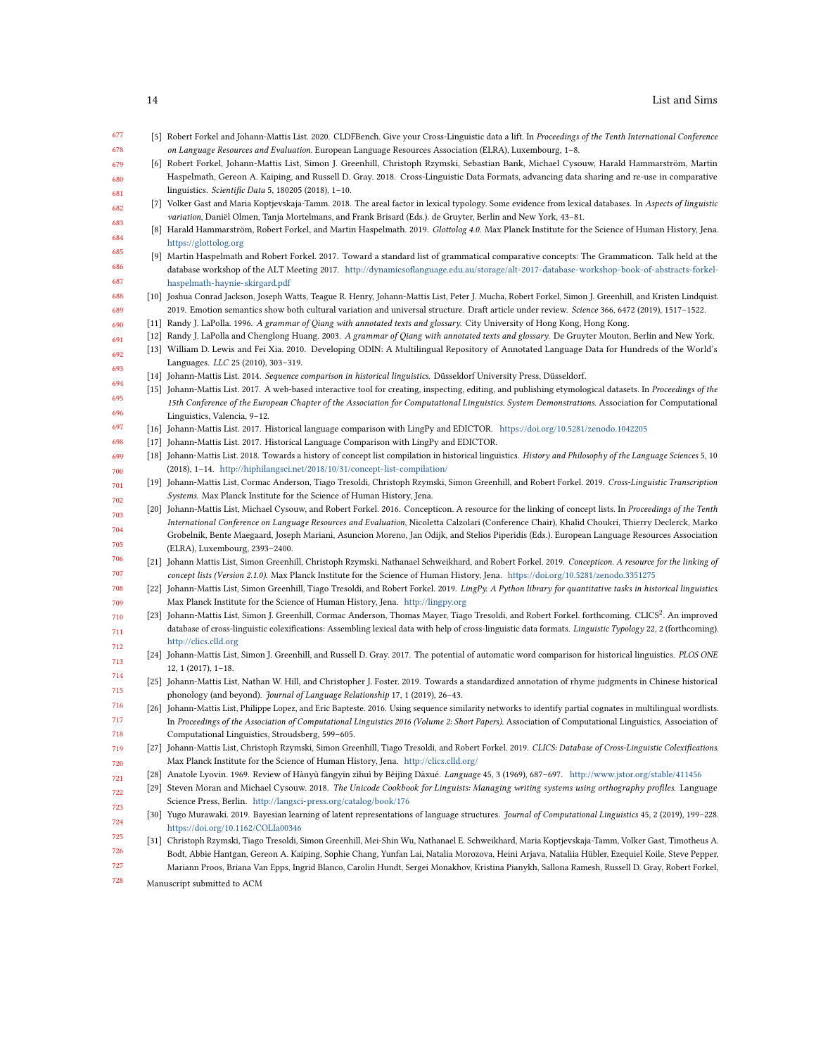[5] Robert Forkel and Johann-Mattis List. 2020. CLDFBench. Give your Cross-Linguistic data a lift. In *Proceedings of the Tenth International Conference on Language Resources and Evaluation*. European Language Resources Association (ELRA), Luxembourg, 1–8.

[6] Robert Forkel, Johann-Mattis List, Simon J. Greenhill, Christoph Rzymski, Sebastian Bank, Michael Cysouw, Harald Hammarström, Martin Haspelmath, Gereon A. Kaiping, and Russell D. Gray. 2018. Cross-Linguistic Data Formats, advancing data sharing and re-use in comparative linguistics. *Scientific Data* 5, 180205 (2018), 1–10.

[7] Volker Gast and Maria Koptjevskaja-Tamm. 2018. The areal factor in lexical typology. Some evidence from lexical databases. In *Aspects of linguistic variation*, Daniël Olmen, Tanja Mortelmans, and Frank Brisard (Eds.). de Gruyter, Berlin and New York, 43–81.

[8] Harald Hammarström, Robert Forkel, and Martin Haspelmath. 2019. *Glottolog 4.0.* Max Planck Institute for the Science of Human History, Jena. https://glottolog.org

[9] Martin Haspelmath and Robert Forkel. 2017. Toward a standard list of grammatical comparative concepts: The Grammaticon. Talk held at the database workshop of the ALT Meeting 2017. http://dynamicsoflanguage.edu.au/storage/alt-2017-database-workshop-book-of-abstracts-forkel-haspelmath-haynie-skirgard.pdf

[10] Joshua Conrad Jackson, Joseph Watts, Teague R. Henry, Johann-Mattis List, Peter J. Mucha, Robert Forkel, Simon J. Greenhill, and Kristen Lindquist. 2019. Emotion semantics show both cultural variation and universal structure. Draft article under review. *Science* 366, 6472 (2019), 1517–1522.

[11] Randy J. LaPolla. 1996. *A grammar of Qiang with annotated texts and glossary.* City University of Hong Kong, Hong Kong.

[12] Randy J. LaPolla and Chenglong Huang. 2003. *A grammar of Qiang with annotated texts and glossary.* De Gruyter Mouton, Berlin and New York.

[13] William D. Lewis and Fei Xia. 2010. Developing ODIN: A Multilingual Repository of Annotated Language Data for Hundreds of the World's Languages. *LLC* 25 (2010), 303–319.

[14] Johann-Mattis List. 2014. *Sequence comparison in historical linguistics.* Düsseldorf University Press, Düsseldorf.

[15] Johann-Mattis List. 2017. A web-based interactive tool for creating, inspecting, editing, and publishing etymological datasets. In *Proceedings of the 15th Conference of the European Chapter of the Association for Computational Linguistics. System Demonstrations.* Association for Computational Linguistics, Valencia, 9–12.

[16] Johann-Mattis List. 2017. Historical language comparison with LingPy and EDICTOR. https://doi.org/10.5281/zenodo.1042205

[17] Johann-Mattis List. 2017. Historical Language Comparison with LingPy and EDICTOR.

[18] Johann-Mattis List. 2018. Towards a history of concept list compilation in historical linguistics. *History and Philosophy of the Language Sciences* 5, 10 (2018), 1–14. http://hiphilangsci.net/2018/10/31/concept-list-compilation/

[19] Johann-Mattis List, Cormac Anderson, Tiago Tresoldi, Christoph Rzymski, Simon Greenhill, and Robert Forkel. 2019. *Cross-Linguistic Transcription Systems.* Max Planck Institute for the Science of Human History, Jena.

[20] Johann-Mattis List, Michael Cysouw, and Robert Forkel. 2016. Concepticon. A resource for the linking of concept lists. In *Proceedings of the Tenth International Conference on Language Resources and Evaluation*, Nicoletta Calzolari (Conference Chair), Khalid Choukri, Thierry Declerck, Marko Grobelnik, Bente Maegaard, Joseph Mariani, Asuncion Moreno, Jan Odijk, and Stelios Piperidis (Eds.). European Language Resources Association (ELRA), Luxembourg, 2393–2400.

[21] Johann Mattis List, Simon Greenhill, Christoph Rzymski, Nathanael Schweikhard, and Robert Forkel. 2019. *Concepticon. A resource for the linking of concept lists (Version 2.1.0).* Max Planck Institute for the Science of Human History, Jena. https://doi.org/10.5281/zenodo.3351275

[22] Johann-Mattis List, Simon Greenhill, Tiago Tresoldi, and Robert Forkel. 2019. *LingPy. A Python library for quantitative tasks in historical linguistics.* Max Planck Institute for the Science of Human History, Jena. http://lingpy.org

[23] Johann-Mattis List, Simon J. Greenhill, Cormac Anderson, Thomas Mayer, Tiago Tresoldi, and Robert Forkel. forthcoming. CLICS². An improved database of cross-linguistic colexifications: Assembling lexical data with help of cross-linguistic data formats. *Linguistic Typology* 22, 2 (forthcoming). http://clics.clld.org

[24] Johann-Mattis List, Simon J. Greenhill, and Russell D. Gray. 2017. The potential of automatic word comparison for historical linguistics. *PLOS ONE* 12, 1 (2017), 1–18.

[25] Johann-Mattis List, Nathan W. Hill, and Christopher J. Foster. 2019. Towards a standardized annotation of rhyme judgments in Chinese historical phonology (and beyond). *Journal of Language Relationship* 17, 1 (2019), 26–43.

[26] Johann-Mattis List, Philippe Lopez, and Eric Bapteste. 2016. Using sequence similarity networks to identify partial cognates in multilingual wordlists. In *Proceedings of the Association of Computational Linguistics 2016 (Volume 2: Short Papers).* Association of Computational Linguistics, Association of Computational Linguistics, Stroudsberg, 599–605.

[27] Johann-Mattis List, Christoph Rzymski, Simon Greenhill, Tiago Tresoldi, and Robert Forkel. 2019. *CLICS: Database of Cross-Linguistic Colexifications.* Max Planck Institute for the Science of Human History, Jena. http://clics.clld.org/

[28] Anatole Lyovin. 1969. Review of Hànyǔ fāngyīn zìhuì by Běijīng Dàxué. *Language* 45, 3 (1969), 687–697. http://www.jstor.org/stable/411456

[29] Steven Moran and Michael Cysouw. 2018. *The Unicode Cookbook for Linguists: Managing writing systems using orthography profiles.* Language Science Press, Berlin. http://langsci-press.org/catalog/book/176

[30] Yugo Murawaki. 2019. Bayesian learning of latent representations of language structures. *Journal of Computational Linguistics* 45, 2 (2019), 199–228. https://doi.org/10.1162/COLIa00346

[31] Christoph Rzymski, Tiago Tresoldi, Simon Greenhill, Mei-Shin Wu, Nathanael E. Schweikhard, Maria Koptjevskaja-Tamm, Volker Gast, Timotheus A. Bodt, Abbie Hantgan, Gereon A. Kaiping, Sophie Chang, Yunfan Lai, Natalia Morozova, Heini Arjava, Nataliia Hübler, Ezequiel Koile, Steve Pepper, Mariann Proos, Briana Van Epps, Ingrid Blanco, Carolin Hundt, Sergei Monakhov, Kristina Pianykh, Sallona Ramesh, Russell D. Gray, Robert Forkel,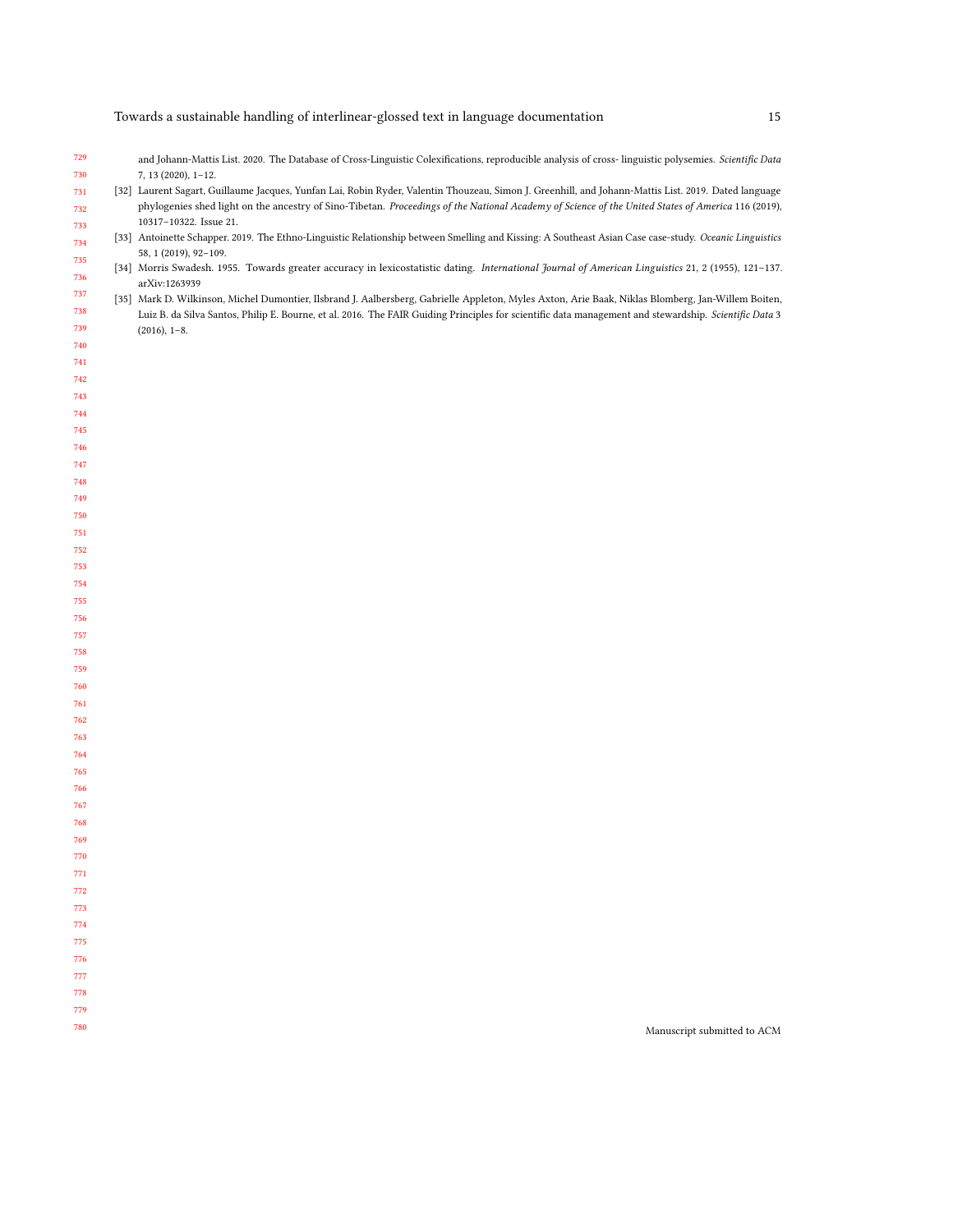and Johann-Mattis List. 2020. The Database of Cross-Linguistic Colexifications, reproducible analysis of cross- linguistic polysemies. *Scientific Data* 7, 13 (2020), 1–12.

[32] Laurent Sagart, Guillaume Jacques, Yunfan Lai, Robin Ryder, Valentin Thouzeau, Simon J. Greenhill, and Johann-Mattis List. 2019. Dated language phylogenies shed light on the ancestry of Sino-Tibetan. *Proceedings of the National Academy of Science of the United States of America* 116 (2019), 10317–10322. Issue 21.

[33] Antoinette Schapper. 2019. The Ethno-Linguistic Relationship between Smelling and Kissing: A Southeast Asian Case case-study. *Oceanic Linguistics* 58, 1 (2019), 92–109.

[34] Morris Swadesh. 1955. Towards greater accuracy in lexicostatistic dating. *International Journal of American Linguistics* 21, 2 (1955), 121–137. arXiv:1263939

[35] Mark D. Wilkinson, Michel Dumontier, Ilsbrand J. Aalbersberg, Gabrielle Appleton, Myles Axton, Arie Baak, Niklas Blomberg, Jan-Willem Boiten, Luiz B. da Silva Santos, Philip E. Bourne, et al. 2016. The FAIR Guiding Principles for scientific data management and stewardship. *Scientific Data* 3 (2016), 1–8.